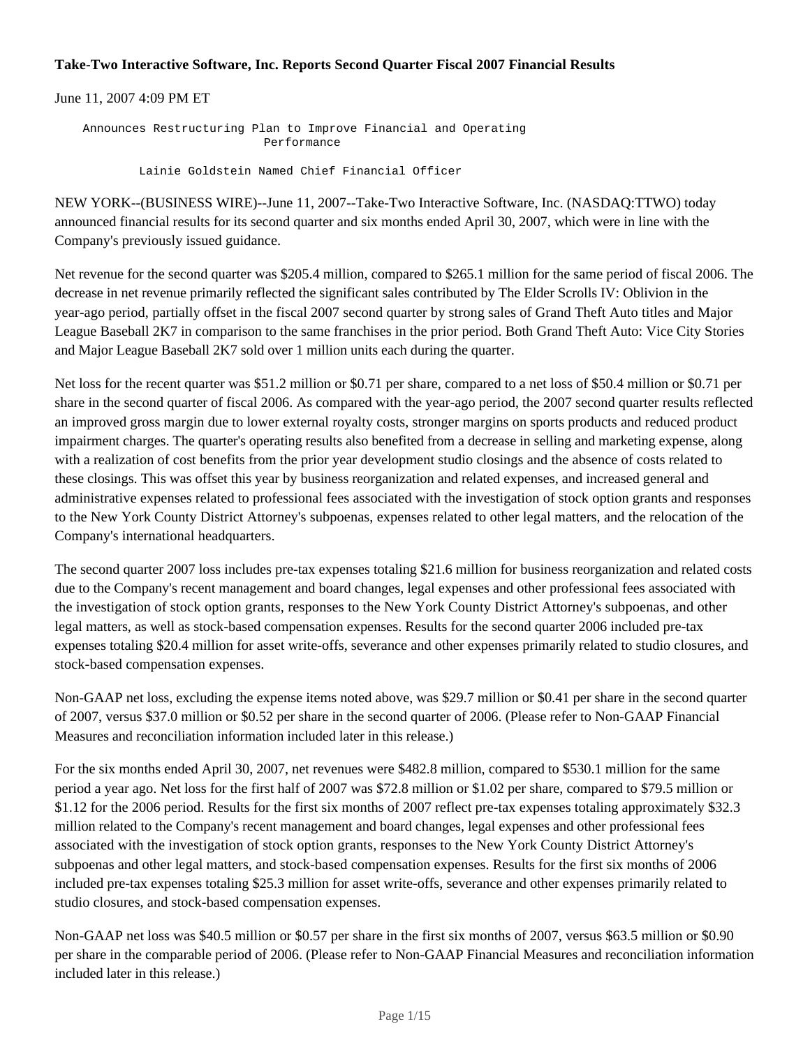# Take-Two Interactive Software, Inc. Reports Second Quarter Fiscal 2007 Financial Results

June 11, 2007 4:09 PM ET

Announces Restructuring Plan to Improve Financial and Operating Performance

Lainie Goldstein Named Chief Financial Officer

NEW YORK--(BUSINESS WIRE)--June 11, 2007--Take-Two Interactive Software, Inc. (NASDAQ:TTWO) today announced financial results for its second quarter and six months ended April 30, 2007, which were in line with the Company's previously issued guidance.

Net revenue for the second quarter was $205.4 million, compared to $265.1 million for the same period of fiscal 2006. The decrease in net revenue primarily reflected the significant sales contributed by The Elder Scrolls IV: Oblivion in the year-ago period, partially offset in the fiscal 2007 second quarter by strong sales of Grand Theft Auto titles and Major League Baseball 2K7 in comparison to the same franchises in the prior period. Both Grand Theft Auto: Vice City Stories and Major League Baseball 2K7 sold over 1 million units each during the quarter.

Net loss for the recent quarter was $51.2 million or $0.71 per share, compared to a net loss of $50.4 million or $0.71 per share in the second quarter of fiscal 2006. As compared with the year-ago period, the 2007 second quarter results reflected an improved gross margin due to lower external royalty costs, stronger margins on sports products and reduced product impairment charges. The quarter's operating results also benefited from a decrease in selling and marketing expense, along with a realization of cost benefits from the prior year development studio closings and the absence of costs related to these closings. This was offset this year by business reorganization and related expenses, and increased general and administrative expenses related to professional fees associated with the investigation of stock option grants and responses to the New York County District Attorney's subpoenas, expenses related to other legal matters, and the relocation of the Company's international headquarters.

The second quarter 2007 loss includes pre-tax expenses totaling $21.6 million for business reorganization and related costs due to the Company's recent management and board changes, legal expenses and other professional fees associated with the investigation of stock option grants, responses to the New York County District Attorney's subpoenas, and other legal matters, as well as stock-based compensation expenses. Results for the second quarter 2006 included pre-tax expenses totaling $20.4 million for asset write-offs, severance and other expenses primarily related to studio closures, and stock-based compensation expenses.

Non-GAAP net loss, excluding the expense items noted above, was $29.7 million or $0.41 per share in the second quarter of 2007, versus $37.0 million or $0.52 per share in the second quarter of 2006. (Please refer to Non-GAAP Financial Measures and reconciliation information included later in this release.)

For the six months ended April 30, 2007, net revenues were $482.8 million, compared to $530.1 million for the same period a year ago. Net loss for the first half of 2007 was $72.8 million or $1.02 per share, compared to $79.5 million or $1.12 for the 2006 period. Results for the first six months of 2007 reflect pre-tax expenses totaling approximately $32.3 million related to the Company's recent management and board changes, legal expenses and other professional fees associated with the investigation of stock option grants, responses to the New York County District Attorney's subpoenas and other legal matters, and stock-based compensation expenses. Results for the first six months of 2006 included pre-tax expenses totaling $25.3 million for asset write-offs, severance and other expenses primarily related to studio closures, and stock-based compensation expenses.

Non-GAAP net loss was $40.5 million or $0.57 per share in the first six months of 2007, versus $63.5 million or $0.90 per share in the comparable period of 2006. (Please refer to Non-GAAP Financial Measures and reconciliation information included later in this release.)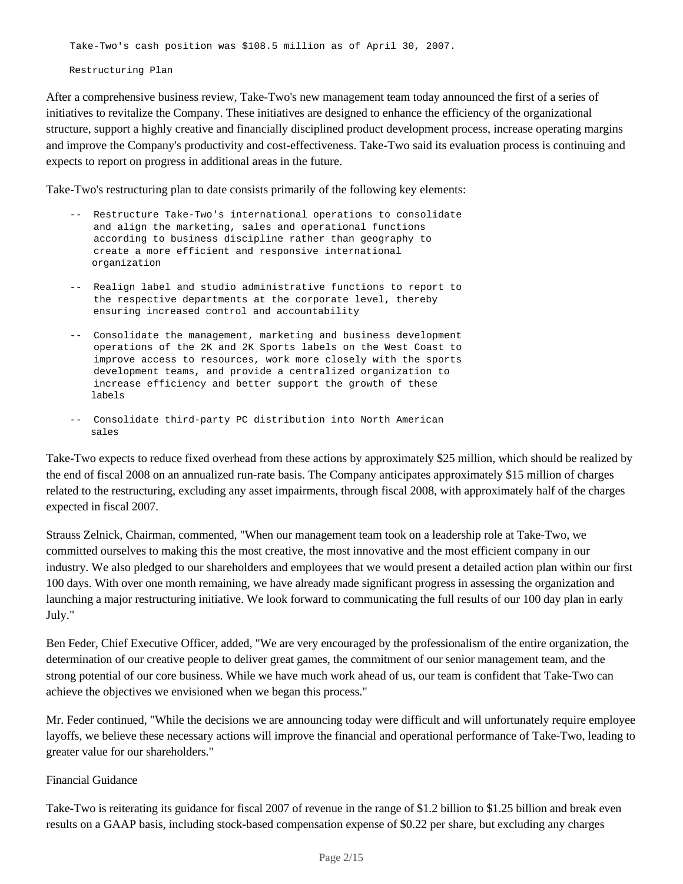Take-Two's cash position was $108.5 million as of April 30, 2007.

## Restructuring Plan

After a comprehensive business review, Take-Two's new management team today announced the first of a series of initiatives to revitalize the Company. These initiatives are designed to enhance the efficiency of the organizational structure, support a highly creative and financially disciplined product development process, increase operating margins and improve the Company's productivity and cost-effectiveness. Take-Two said its evaluation process is continuing and expects to report on progress in additional areas in the future.

Take-Two's restructuring plan to date consists primarily of the following key elements:

- Restructure Take-Two's international operations to consolidate and align the marketing, sales and operational functions according to business discipline rather than geography to create a more efficient and responsive international organization
- Realign label and studio administrative functions to report to the respective departments at the corporate level, thereby ensuring increased control and accountability
- Consolidate the management, marketing and business development operations of the 2K and 2K Sports labels on the West Coast to improve access to resources, work more closely with the sports development teams, and provide a centralized organization to increase efficiency and better support the growth of these labels
- Consolidate third-party PC distribution into North American sales

Take-Two expects to reduce fixed overhead from these actions by approximately $25 million, which should be realized by the end of fiscal 2008 on an annualized run-rate basis. The Company anticipates approximately $15 million of charges related to the restructuring, excluding any asset impairments, through fiscal 2008, with approximately half of the charges expected in fiscal 2007.

Strauss Zelnick, Chairman, commented, "When our management team took on a leadership role at Take-Two, we committed ourselves to making this the most creative, the most innovative and the most efficient company in our industry. We also pledged to our shareholders and employees that we would present a detailed action plan within our first 100 days. With over one month remaining, we have already made significant progress in assessing the organization and launching a major restructuring initiative. We look forward to communicating the full results of our 100 day plan in early July."

Ben Feder, Chief Executive Officer, added, "We are very encouraged by the professionalism of the entire organization, the determination of our creative people to deliver great games, the commitment of our senior management team, and the strong potential of our core business. While we have much work ahead of us, our team is confident that Take-Two can achieve the objectives we envisioned when we began this process."

Mr. Feder continued, "While the decisions we are announcing today were difficult and will unfortunately require employee layoffs, we believe these necessary actions will improve the financial and operational performance of Take-Two, leading to greater value for our shareholders."

## Financial Guidance

Take-Two is reiterating its guidance for fiscal 2007 of revenue in the range of $1.2 billion to $1.25 billion and break even results on a GAAP basis, including stock-based compensation expense of $0.22 per share, but excluding any charges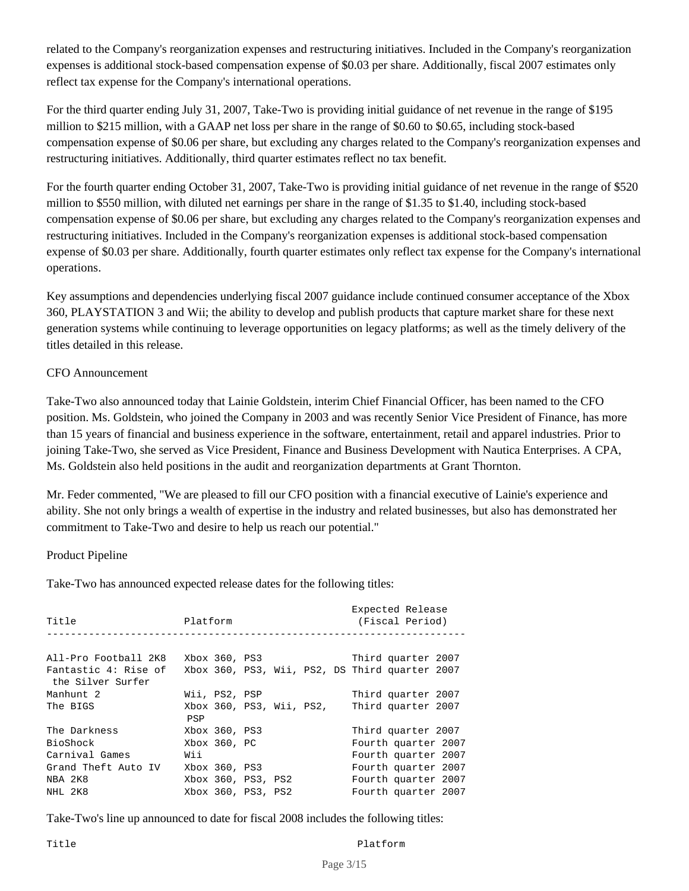related to the Company's reorganization expenses and restructuring initiatives. Included in the Company's reorganization expenses is additional stock-based compensation expense of $0.03 per share. Additionally, fiscal 2007 estimates only reflect tax expense for the Company's international operations.

For the third quarter ending July 31, 2007, Take-Two is providing initial guidance of net revenue in the range of $195 million to $215 million, with a GAAP net loss per share in the range of $0.60 to $0.65, including stock-based compensation expense of $0.06 per share, but excluding any charges related to the Company's reorganization expenses and restructuring initiatives. Additionally, third quarter estimates reflect no tax benefit.

For the fourth quarter ending October 31, 2007, Take-Two is providing initial guidance of net revenue in the range of $520 million to $550 million, with diluted net earnings per share in the range of $1.35 to $1.40, including stock-based compensation expense of $0.06 per share, but excluding any charges related to the Company's reorganization expenses and restructuring initiatives. Included in the Company's reorganization expenses is additional stock-based compensation expense of $0.03 per share. Additionally, fourth quarter estimates only reflect tax expense for the Company's international operations.

Key assumptions and dependencies underlying fiscal 2007 guidance include continued consumer acceptance of the Xbox 360, PLAYSTATION 3 and Wii; the ability to develop and publish products that capture market share for these next generation systems while continuing to leverage opportunities on legacy platforms; as well as the timely delivery of the titles detailed in this release.

CFO Announcement

Take-Two also announced today that Lainie Goldstein, interim Chief Financial Officer, has been named to the CFO position. Ms. Goldstein, who joined the Company in 2003 and was recently Senior Vice President of Finance, has more than 15 years of financial and business experience in the software, entertainment, retail and apparel industries. Prior to joining Take-Two, she served as Vice President, Finance and Business Development with Nautica Enterprises. A CPA, Ms. Goldstein also held positions in the audit and reorganization departments at Grant Thornton.

Mr. Feder commented, "We are pleased to fill our CFO position with a financial executive of Lainie's experience and ability. She not only brings a wealth of expertise in the industry and related businesses, but also has demonstrated her commitment to Take-Two and desire to help us reach our potential."

Product Pipeline

Take-Two has announced expected release dates for the following titles:

| Title | Platform | Expected Release (Fiscal Period) |
|---|---|---|
| All-Pro Football 2K8 | Xbox 360, PS3 | Third quarter 2007 |
| Fantastic 4: Rise of the Silver Surfer | Xbox 360, PS3, Wii, PS2, DS | Third quarter 2007 |
| Manhunt 2 | Wii, PS2, PSP | Third quarter 2007 |
| The BIGS | Xbox 360, PS3, Wii, PS2, PSP | Third quarter 2007 |
| The Darkness | Xbox 360, PS3 | Third quarter 2007 |
| BioShock | Xbox 360, PC | Fourth quarter 2007 |
| Carnival Games | Wii | Fourth quarter 2007 |
| Grand Theft Auto IV | Xbox 360, PS3 | Fourth quarter 2007 |
| NBA 2K8 | Xbox 360, PS3, PS2 | Fourth quarter 2007 |
| NHL 2K8 | Xbox 360, PS3, PS2 | Fourth quarter 2007 |

Take-Two's line up announced to date for fiscal 2008 includes the following titles:

| Title | Platform |
|---|---|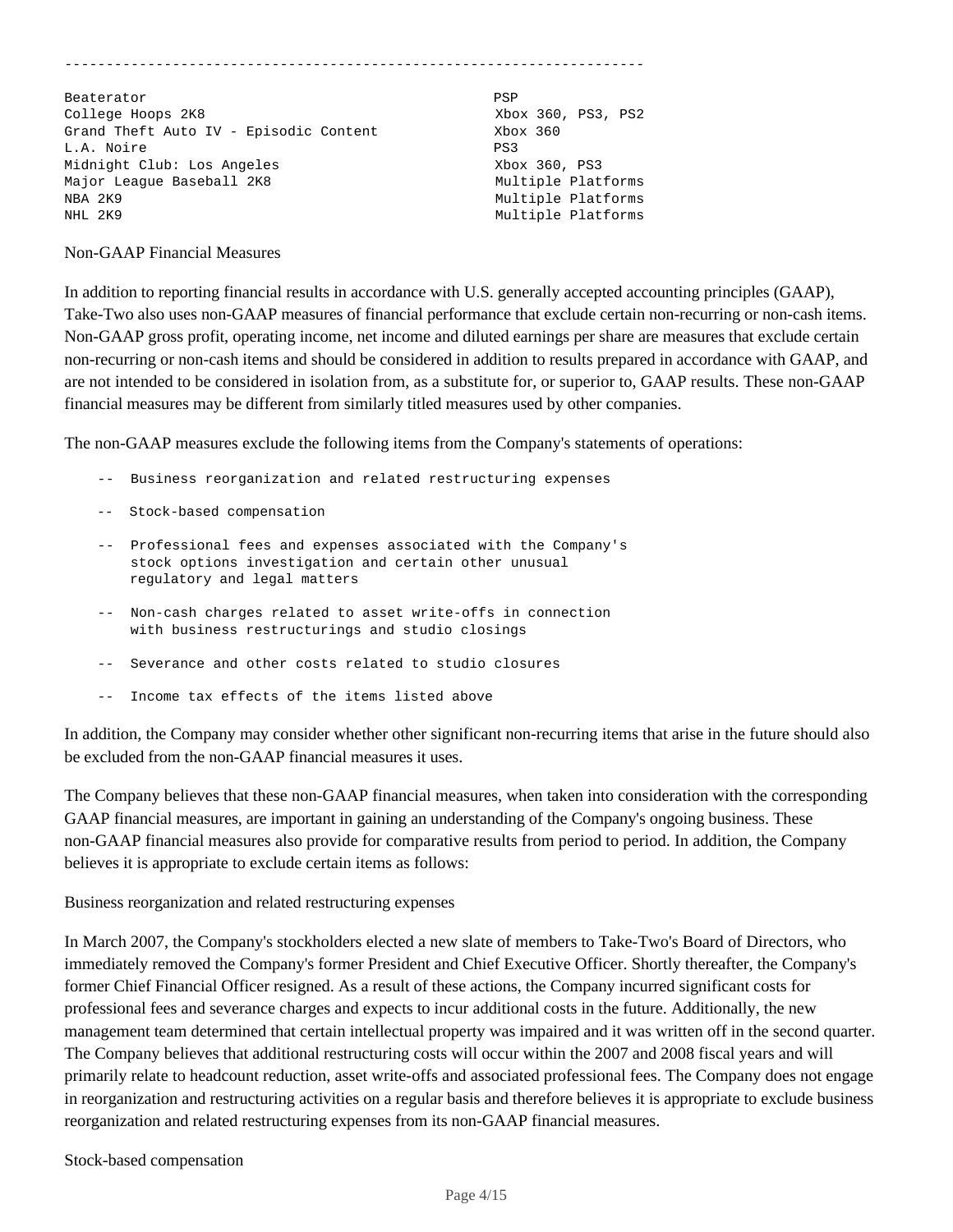| | |
|---|---|
| Beaterator | PSP |
| College Hoops 2K8 | Xbox 360, PS3, PS2 |
| Grand Theft Auto IV - Episodic Content | Xbox 360 |
| L.A. Noire | PS3 |
| Midnight Club: Los Angeles | Xbox 360, PS3 |
| Major League Baseball 2K8 | Multiple Platforms |
| NBA 2K9 | Multiple Platforms |
| NHL 2K9 | Multiple Platforms |

Non-GAAP Financial Measures

In addition to reporting financial results in accordance with U.S. generally accepted accounting principles (GAAP), Take-Two also uses non-GAAP measures of financial performance that exclude certain non-recurring or non-cash items. Non-GAAP gross profit, operating income, net income and diluted earnings per share are measures that exclude certain non-recurring or non-cash items and should be considered in addition to results prepared in accordance with GAAP, and are not intended to be considered in isolation from, as a substitute for, or superior to, GAAP results. These non-GAAP financial measures may be different from similarly titled measures used by other companies.

The non-GAAP measures exclude the following items from the Company's statements of operations:

- Business reorganization and related restructuring expenses
- Stock-based compensation
- Professional fees and expenses associated with the Company's stock options investigation and certain other unusual regulatory and legal matters
- Non-cash charges related to asset write-offs in connection with business restructurings and studio closings
- Severance and other costs related to studio closures
- Income tax effects of the items listed above

In addition, the Company may consider whether other significant non-recurring items that arise in the future should also be excluded from the non-GAAP financial measures it uses.

The Company believes that these non-GAAP financial measures, when taken into consideration with the corresponding GAAP financial measures, are important in gaining an understanding of the Company's ongoing business. These non-GAAP financial measures also provide for comparative results from period to period. In addition, the Company believes it is appropriate to exclude certain items as follows:

Business reorganization and related restructuring expenses

In March 2007, the Company's stockholders elected a new slate of members to Take-Two's Board of Directors, who immediately removed the Company's former President and Chief Executive Officer. Shortly thereafter, the Company's former Chief Financial Officer resigned. As a result of these actions, the Company incurred significant costs for professional fees and severance charges and expects to incur additional costs in the future. Additionally, the new management team determined that certain intellectual property was impaired and it was written off in the second quarter. The Company believes that additional restructuring costs will occur within the 2007 and 2008 fiscal years and will primarily relate to headcount reduction, asset write-offs and associated professional fees. The Company does not engage in reorganization and restructuring activities on a regular basis and therefore believes it is appropriate to exclude business reorganization and related restructuring expenses from its non-GAAP financial measures.

Stock-based compensation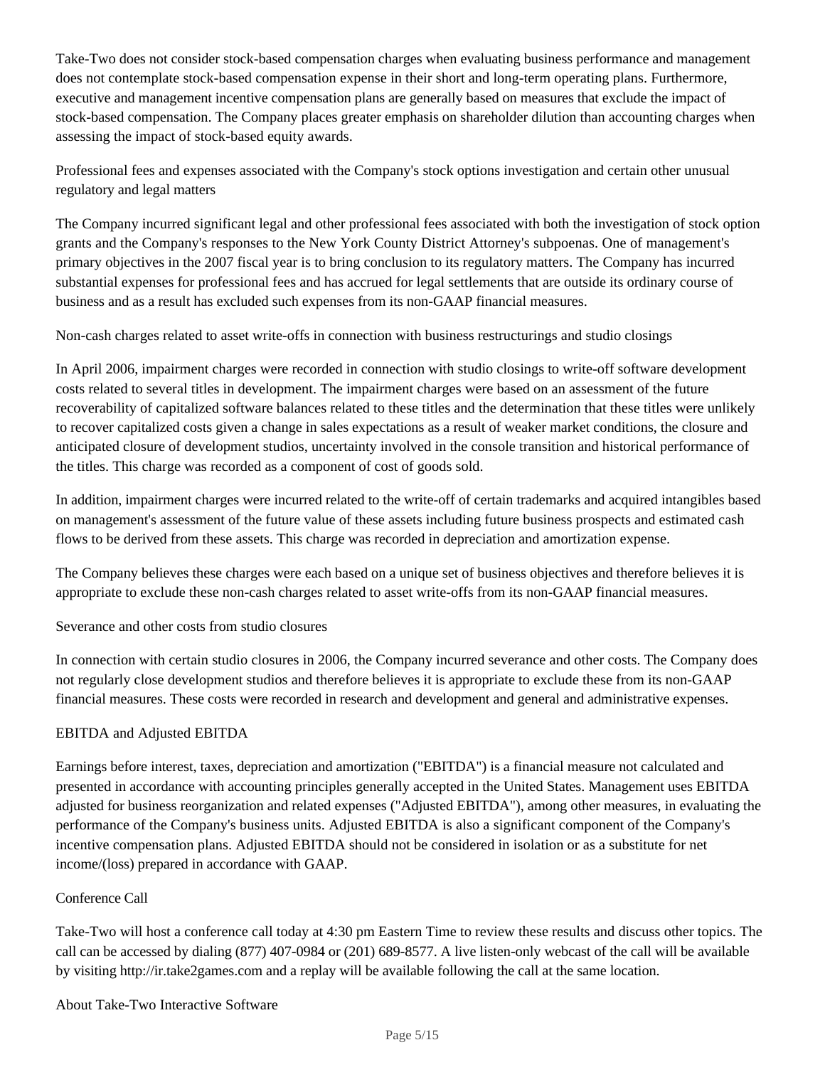Take-Two does not consider stock-based compensation charges when evaluating business performance and management does not contemplate stock-based compensation expense in their short and long-term operating plans. Furthermore, executive and management incentive compensation plans are generally based on measures that exclude the impact of stock-based compensation. The Company places greater emphasis on shareholder dilution than accounting charges when assessing the impact of stock-based equity awards.

Professional fees and expenses associated with the Company's stock options investigation and certain other unusual regulatory and legal matters

The Company incurred significant legal and other professional fees associated with both the investigation of stock option grants and the Company's responses to the New York County District Attorney's subpoenas. One of management's primary objectives in the 2007 fiscal year is to bring conclusion to its regulatory matters. The Company has incurred substantial expenses for professional fees and has accrued for legal settlements that are outside its ordinary course of business and as a result has excluded such expenses from its non-GAAP financial measures.

Non-cash charges related to asset write-offs in connection with business restructurings and studio closings

In April 2006, impairment charges were recorded in connection with studio closings to write-off software development costs related to several titles in development. The impairment charges were based on an assessment of the future recoverability of capitalized software balances related to these titles and the determination that these titles were unlikely to recover capitalized costs given a change in sales expectations as a result of weaker market conditions, the closure and anticipated closure of development studios, uncertainty involved in the console transition and historical performance of the titles. This charge was recorded as a component of cost of goods sold.

In addition, impairment charges were incurred related to the write-off of certain trademarks and acquired intangibles based on management's assessment of the future value of these assets including future business prospects and estimated cash flows to be derived from these assets. This charge was recorded in depreciation and amortization expense.

The Company believes these charges were each based on a unique set of business objectives and therefore believes it is appropriate to exclude these non-cash charges related to asset write-offs from its non-GAAP financial measures.

Severance and other costs from studio closures

In connection with certain studio closures in 2006, the Company incurred severance and other costs. The Company does not regularly close development studios and therefore believes it is appropriate to exclude these from its non-GAAP financial measures. These costs were recorded in research and development and general and administrative expenses.

EBITDA and Adjusted EBITDA

Earnings before interest, taxes, depreciation and amortization ("EBITDA") is a financial measure not calculated and presented in accordance with accounting principles generally accepted in the United States. Management uses EBITDA adjusted for business reorganization and related expenses ("Adjusted EBITDA"), among other measures, in evaluating the performance of the Company's business units. Adjusted EBITDA is also a significant component of the Company's incentive compensation plans. Adjusted EBITDA should not be considered in isolation or as a substitute for net income/(loss) prepared in accordance with GAAP.

Conference Call

Take-Two will host a conference call today at 4:30 pm Eastern Time to review these results and discuss other topics. The call can be accessed by dialing (877) 407-0984 or (201) 689-8577. A live listen-only webcast of the call will be available by visiting http://ir.take2games.com and a replay will be available following the call at the same location.

About Take-Two Interactive Software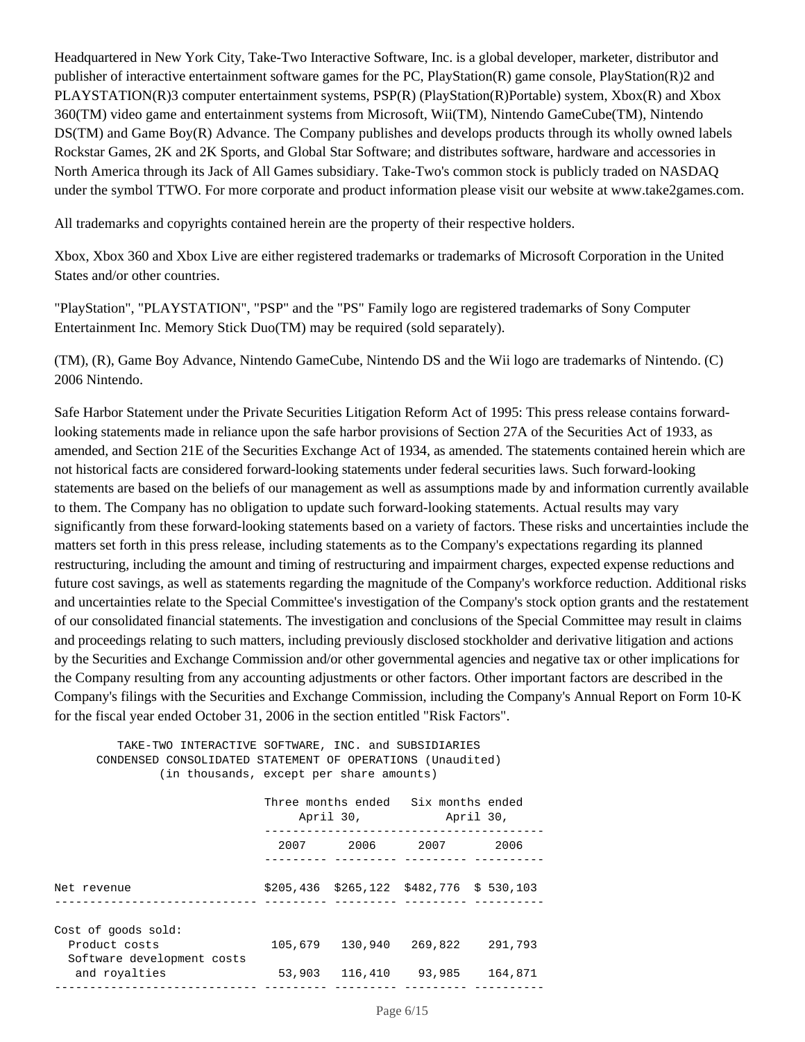Headquartered in New York City, Take-Two Interactive Software, Inc. is a global developer, marketer, distributor and publisher of interactive entertainment software games for the PC, PlayStation(R) game console, PlayStation(R)2 and PLAYSTATION(R)3 computer entertainment systems, PSP(R) (PlayStation(R)Portable) system, Xbox(R) and Xbox 360(TM) video game and entertainment systems from Microsoft, Wii(TM), Nintendo GameCube(TM), Nintendo DS(TM) and Game Boy(R) Advance. The Company publishes and develops products through its wholly owned labels Rockstar Games, 2K and 2K Sports, and Global Star Software; and distributes software, hardware and accessories in North America through its Jack of All Games subsidiary. Take-Two's common stock is publicly traded on NASDAQ under the symbol TTWO. For more corporate and product information please visit our website at www.take2games.com.

All trademarks and copyrights contained herein are the property of their respective holders.

Xbox, Xbox 360 and Xbox Live are either registered trademarks or trademarks of Microsoft Corporation in the United States and/or other countries.

"PlayStation", "PLAYSTATION", "PSP" and the "PS" Family logo are registered trademarks of Sony Computer Entertainment Inc. Memory Stick Duo(TM) may be required (sold separately).

(TM), (R), Game Boy Advance, Nintendo GameCube, Nintendo DS and the Wii logo are trademarks of Nintendo. (C) 2006 Nintendo.

Safe Harbor Statement under the Private Securities Litigation Reform Act of 1995: This press release contains forward-looking statements made in reliance upon the safe harbor provisions of Section 27A of the Securities Act of 1933, as amended, and Section 21E of the Securities Exchange Act of 1934, as amended. The statements contained herein which are not historical facts are considered forward-looking statements under federal securities laws. Such forward-looking statements are based on the beliefs of our management as well as assumptions made by and information currently available to them. The Company has no obligation to update such forward-looking statements. Actual results may vary significantly from these forward-looking statements based on a variety of factors. These risks and uncertainties include the matters set forth in this press release, including statements as to the Company's expectations regarding its planned restructuring, including the amount and timing of restructuring and impairment charges, expected expense reductions and future cost savings, as well as statements regarding the magnitude of the Company's workforce reduction. Additional risks and uncertainties relate to the Special Committee's investigation of the Company's stock option grants and the restatement of our consolidated financial statements. The investigation and conclusions of the Special Committee may result in claims and proceedings relating to such matters, including previously disclosed stockholder and derivative litigation and actions by the Securities and Exchange Commission and/or other governmental agencies and negative tax or other implications for the Company resulting from any accounting adjustments or other factors. Other important factors are described in the Company's filings with the Securities and Exchange Commission, including the Company's Annual Report on Form 10-K for the fiscal year ended October 31, 2006 in the section entitled "Risk Factors".

TAKE-TWO INTERACTIVE SOFTWARE, INC. and SUBSIDIARIES
CONDENSED CONSOLIDATED STATEMENT OF OPERATIONS (Unaudited)
(in thousands, except per share amounts)

| | Three months ended April 30, | | Six months ended April 30, | |
|---|---|---|---|---|
| | 2007 | 2006 | 2007 | 2006 |
| Net revenue | $205,436 | $265,122 | $482,776 | $ 530,103 |
| Cost of goods sold: | | | | |
| Product costs | 105,679 | 130,940 | 269,822 | 291,793 |
| Software development costs and royalties | 53,903 | 116,410 | 93,985 | 164,871 |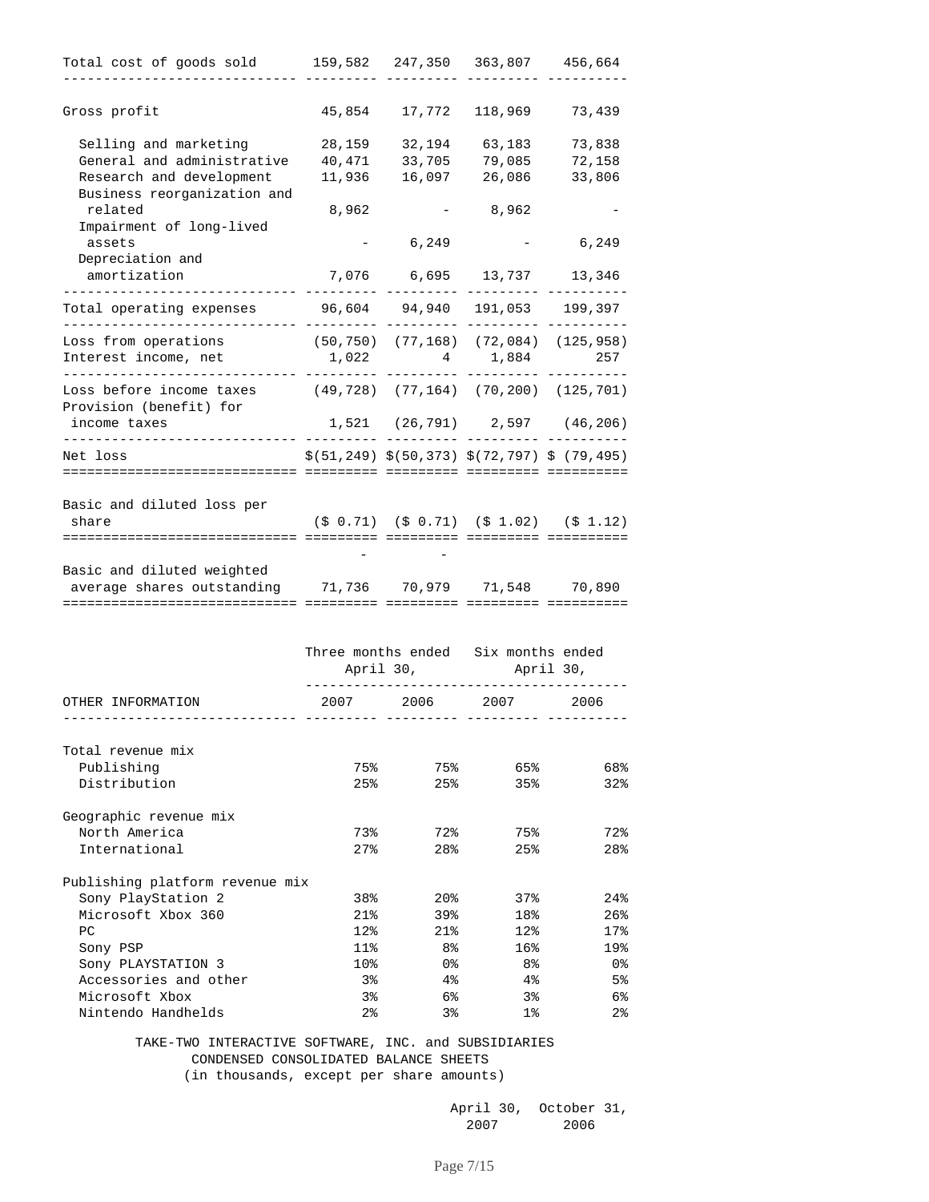| | | | | |
|---|---|---|---|---|
| Total cost of goods sold | 159,582 | 247,350 | 363,807 | 456,664 |
| Gross profit | 45,854 | 17,772 | 118,969 | 73,439 |
| Selling and marketing | 28,159 | 32,194 | 63,183 | 73,838 |
| General and administrative | 40,471 | 33,705 | 79,085 | 72,158 |
| Research and development | 11,936 | 16,097 | 26,086 | 33,806 |
| Business reorganization and related | 8,962 | - | 8,962 | - |
| Impairment of long-lived assets | - | 6,249 | - | 6,249 |
| Depreciation and amortization | 7,076 | 6,695 | 13,737 | 13,346 |
| Total operating expenses | 96,604 | 94,940 | 191,053 | 199,397 |
| Loss from operations | (50,750) | (77,168) | (72,084) | (125,958) |
| Interest income, net | 1,022 | 4 | 1,884 | 257 |
| Loss before income taxes | (49,728) | (77,164) | (70,200) | (125,701) |
| Provision (benefit) for income taxes | 1,521 | (26,791) | 2,597 | (46,206) |
| Net loss | $(51,249) | $(50,373) | $(72,797) | $ (79,495) |
| Basic and diluted loss per share | ($ 0.71) | ($ 0.71) | ($ 1.02) | ($ 1.12) |
| | - | - | | |
| Basic and diluted weighted average shares outstanding | 71,736 | 70,979 | 71,548 | 70,890 |

| | Three months ended April 30, | | Six months ended April 30, | |
|---|---|---|---|---|
| OTHER INFORMATION | 2007 | 2006 | 2007 | 2006 |
| **Total revenue mix** | | | | |
| Publishing | 75% | 75% | 65% | 68% |
| Distribution | 25% | 25% | 35% | 32% |
| **Geographic revenue mix** | | | | |
| North America | 73% | 72% | 75% | 72% |
| International | 27% | 28% | 25% | 28% |
| **Publishing platform revenue mix** | | | | |
| Sony PlayStation 2 | 38% | 20% | 37% | 24% |
| Microsoft Xbox 360 | 21% | 39% | 18% | 26% |
| PC | 12% | 21% | 12% | 17% |
| Sony PSP | 11% | 8% | 16% | 19% |
| Sony PLAYSTATION 3 | 10% | 0% | 8% | 0% |
| Accessories and other | 3% | 4% | 4% | 5% |
| Microsoft Xbox | 3% | 6% | 3% | 6% |
| Nintendo Handhelds | 2% | 3% | 1% | 2% |

TAKE-TWO INTERACTIVE SOFTWARE, INC. and SUBSIDIARIES
CONDENSED CONSOLIDATED BALANCE SHEETS
(in thousands, except per share amounts)

| | April 30, 2007 | October 31, 2006 |
|---|---|---|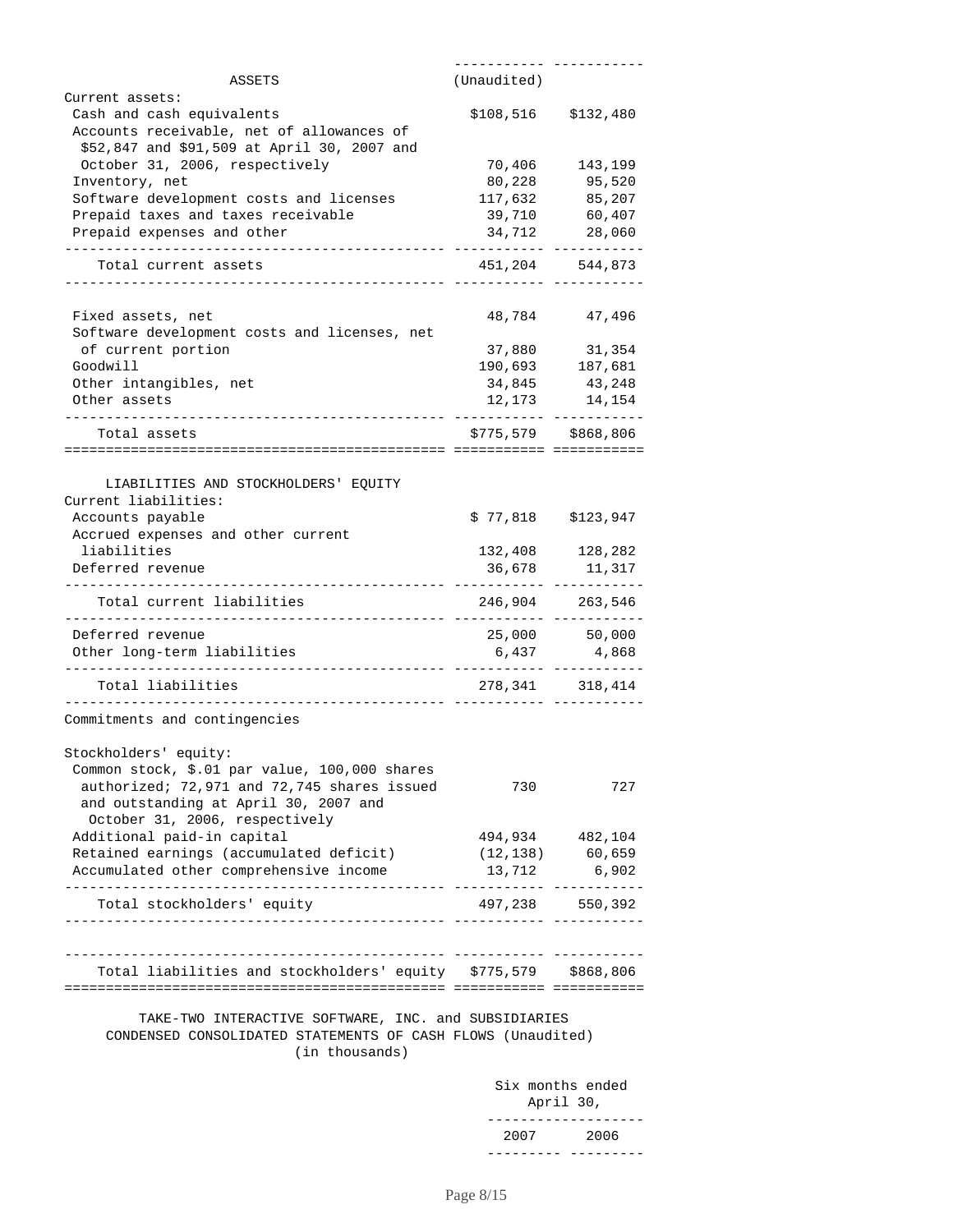| ASSETS | (Unaudited) | |
|---|---|---|
| Current assets: | | |
| Cash and cash equivalents | $108,516 | $132,480 |
| Accounts receivable, net of allowances of $52,847 and $91,509 at April 30, 2007 and October 31, 2006, respectively | 70,406 | 143,199 |
| Inventory, net | 80,228 | 95,520 |
| Software development costs and licenses | 117,632 | 85,207 |
| Prepaid taxes and taxes receivable | 39,710 | 60,407 |
| Prepaid expenses and other | 34,712 | 28,060 |
| Total current assets | 451,204 | 544,873 |
| Fixed assets, net | 48,784 | 47,496 |
| Software development costs and licenses, net of current portion | 37,880 | 31,354 |
| Goodwill | 190,693 | 187,681 |
| Other intangibles, net | 34,845 | 43,248 |
| Other assets | 12,173 | 14,154 |
| Total assets | $775,579 | $868,806 |
| LIABILITIES AND STOCKHOLDERS' EQUITY | | |
| Current liabilities: | | |
| Accounts payable | $ 77,818 | $123,947 |
| Accrued expenses and other current liabilities | 132,408 | 128,282 |
| Deferred revenue | 36,678 | 11,317 |
| Total current liabilities | 246,904 | 263,546 |
| Deferred revenue | 25,000 | 50,000 |
| Other long-term liabilities | 6,437 | 4,868 |
| Total liabilities | 278,341 | 318,414 |
| Commitments and contingencies | | |
| Stockholders' equity: | | |
| Common stock, $.01 par value, 100,000 shares authorized; 72,971 and 72,745 shares issued and outstanding at April 30, 2007 and October 31, 2006, respectively | 730 | 727 |
| Additional paid-in capital | 494,934 | 482,104 |
| Retained earnings (accumulated deficit) | (12,138) | 60,659 |
| Accumulated other comprehensive income | 13,712 | 6,902 |
| Total stockholders' equity | 497,238 | 550,392 |
| Total liabilities and stockholders' equity | $775,579 | $868,806 |

TAKE-TWO INTERACTIVE SOFTWARE, INC. and SUBSIDIARIES
CONDENSED CONSOLIDATED STATEMENTS OF CASH FLOWS (Unaudited)
(in thousands)

| | Six months ended April 30, | |
|---|---|---|
| | 2007 | 2006 |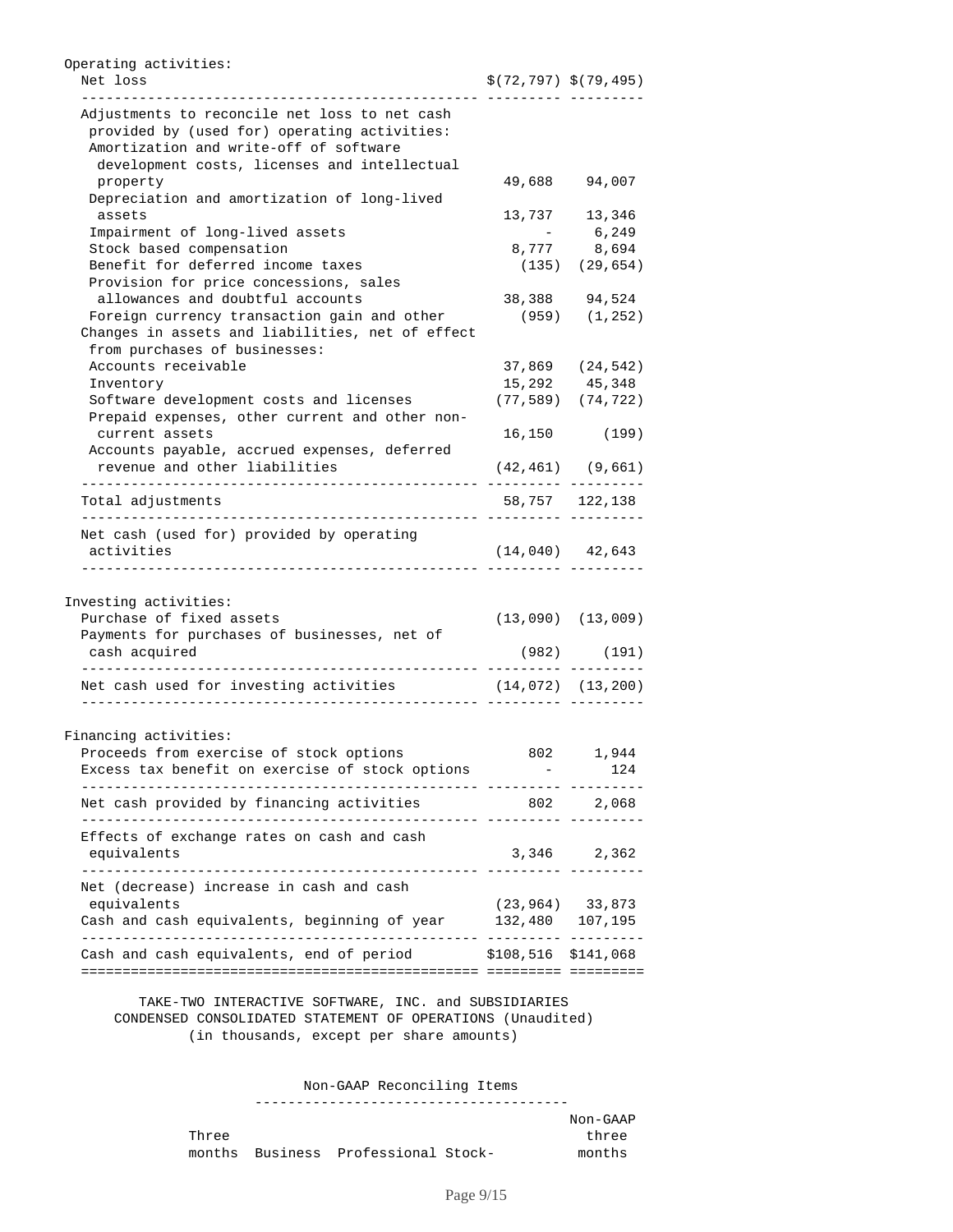| | | |
|---|---|---|
| **Operating activities:** | | |
| Net loss | $(72,797) | $(79,495) |
| Adjustments to reconcile net loss to net cash provided by (used for) operating activities: | | |
| Amortization and write-off of software development costs, licenses and intellectual property | 49,688 | 94,007 |
| Depreciation and amortization of long-lived assets | 13,737 | 13,346 |
| Impairment of long-lived assets | - | 6,249 |
| Stock based compensation | 8,777 | 8,694 |
| Benefit for deferred income taxes | (135) | (29,654) |
| Provision for price concessions, sales allowances and doubtful accounts | 38,388 | 94,524 |
| Foreign currency transaction gain and other | (959) | (1,252) |
| Changes in assets and liabilities, net of effect from purchases of businesses: | | |
| Accounts receivable | 37,869 | (24,542) |
| Inventory | 15,292 | 45,348 |
| Software development costs and licenses | (77,589) | (74,722) |
| Prepaid expenses, other current and other non-current assets | 16,150 | (199) |
| Accounts payable, accrued expenses, deferred revenue and other liabilities | (42,461) | (9,661) |
| Total adjustments | 58,757 | 122,138 |
| Net cash (used for) provided by operating activities | (14,040) | 42,643 |
| **Investing activities:** | | |
| Purchase of fixed assets | (13,090) | (13,009) |
| Payments for purchases of businesses, net of cash acquired | (982) | (191) |
| Net cash used for investing activities | (14,072) | (13,200) |
| **Financing activities:** | | |
| Proceeds from exercise of stock options | 802 | 1,944 |
| Excess tax benefit on exercise of stock options | - | 124 |
| Net cash provided by financing activities | 802 | 2,068 |
| Effects of exchange rates on cash and cash equivalents | 3,346 | 2,362 |
| Net (decrease) increase in cash and cash equivalents | (23,964) | 33,873 |
| Cash and cash equivalents, beginning of year | 132,480 | 107,195 |
| Cash and cash equivalents, end of period | $108,516 | $141,068 |

TAKE-TWO INTERACTIVE SOFTWARE, INC. and SUBSIDIARIES
CONDENSED CONSOLIDATED STATEMENT OF OPERATIONS (Unaudited)
(in thousands, except per share amounts)

| Three months | Non-GAAP Reconciling Items | | | Non-GAAP three months |
|---|---|---|---|---|
| | Business | Professional | Stock- | |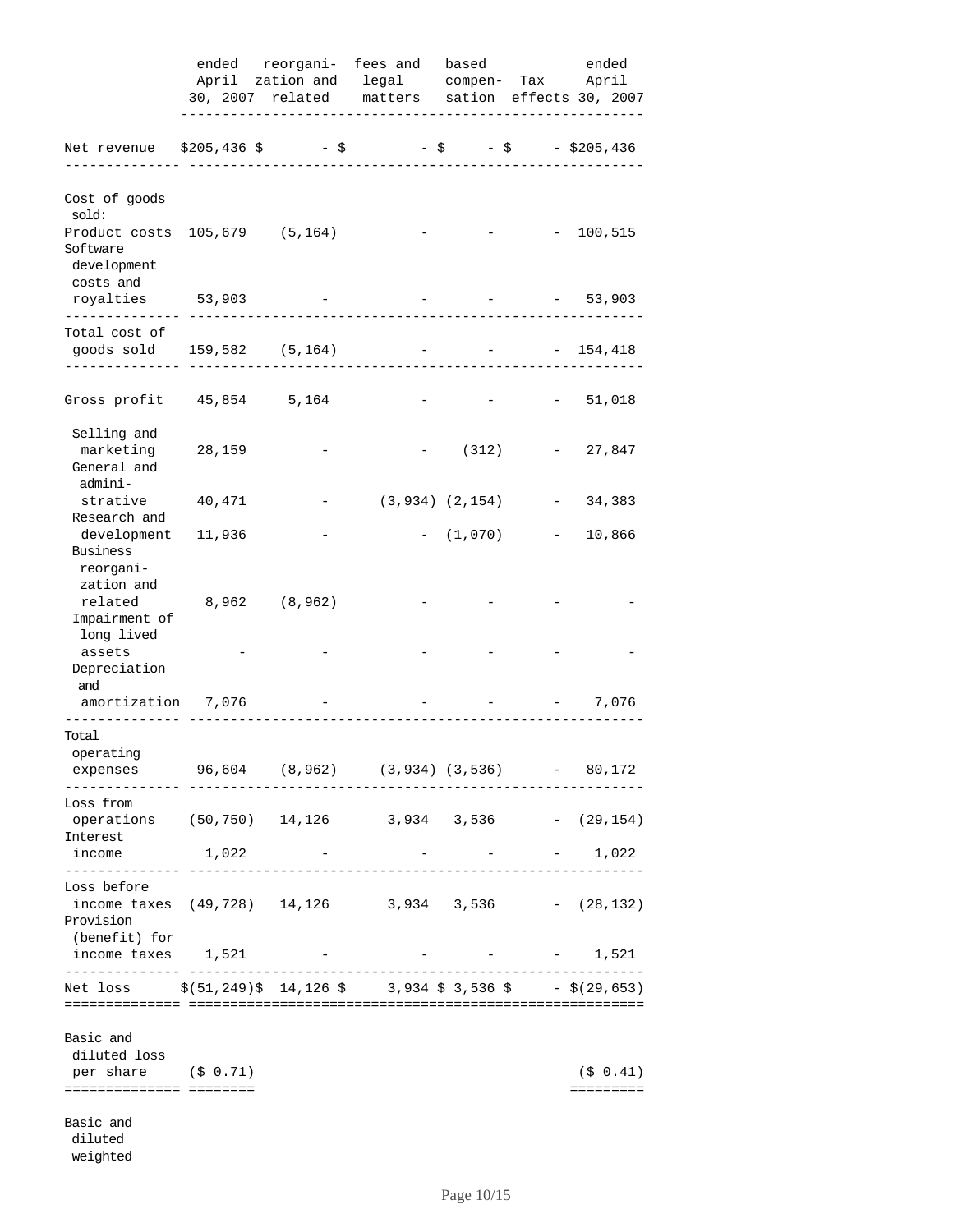| | ended April 30, 2007 | reorgani- zation and related | fees and legal matters | based compen- sation | Tax effects | ended April 30, 2007 |
|---|---|---|---|---|---|---|
| Net revenue | $205,436 | $ - | $ - | $ - | $ - | $205,436 |
| Cost of goods sold: | | | | | | |
| Product costs | 105,679 | (5,164) | - | - | - | 100,515 |
| Software development costs and royalties | 53,903 | - | - | - | - | 53,903 |
| Total cost of goods sold | 159,582 | (5,164) | - | - | - | 154,418 |
| Gross profit | 45,854 | 5,164 | - | - | - | 51,018 |
| Selling and marketing | 28,159 | - | - | (312) | - | 27,847 |
| General and administrative | 40,471 | - | (3,934) | (2,154) | - | 34,383 |
| Research and development | 11,936 | - | - | (1,070) | - | 10,866 |
| Business reorganization and related | 8,962 | (8,962) | - | - | - | - |
| Impairment of long lived assets | - | - | - | - | - | - |
| Depreciation and amortization | 7,076 | - | - | - | - | 7,076 |
| Total operating expenses | 96,604 | (8,962) | (3,934) | (3,536) | - | 80,172 |
| Loss from operations | (50,750) | 14,126 | 3,934 | 3,536 | - | (29,154) |
| Interest income | 1,022 | - | - | - | - | 1,022 |
| Loss before income taxes | (49,728) | 14,126 | 3,934 | 3,536 | - | (28,132) |
| Provision (benefit) for income taxes | 1,521 | - | - | - | - | 1,521 |
| Net loss | $(51,249) | $ 14,126 | $ 3,934 | $ 3,536 | $ - | $(29,653) |
| Basic and diluted loss per share | ($ 0.71) | | | | | ($ 0.41) |
| Basic and diluted weighted | | | | | | |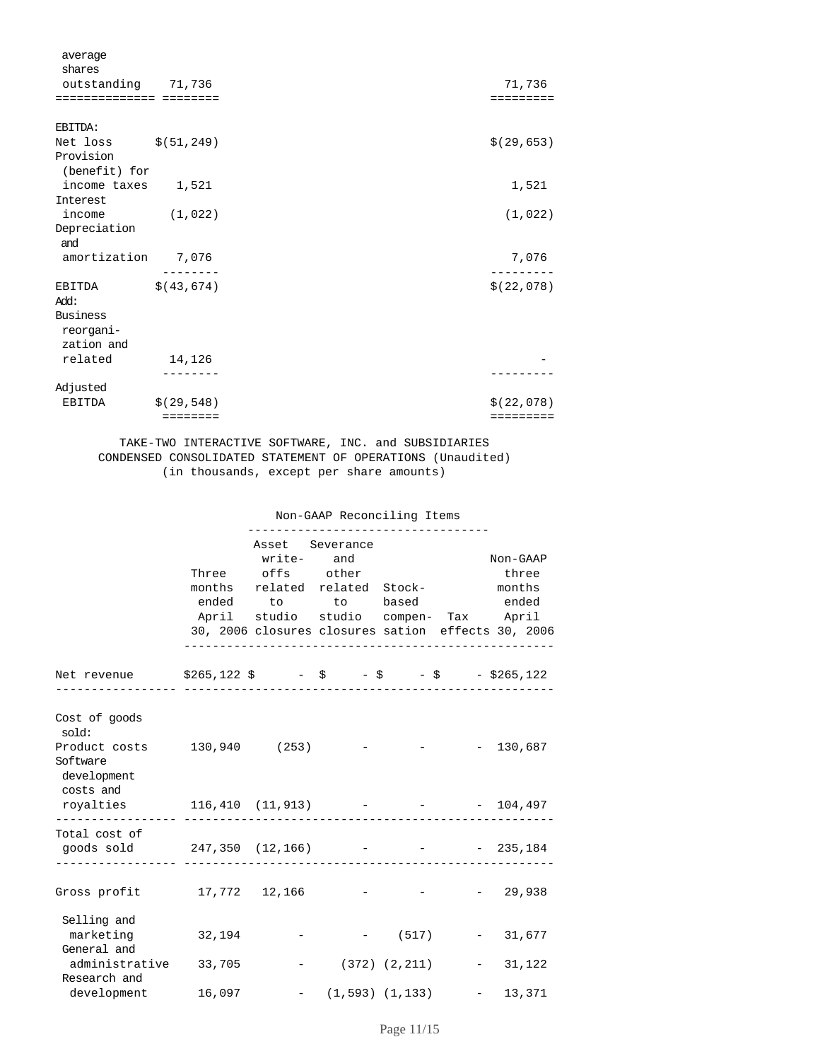| | | |
|---|---|---|
| average shares outstanding | 71,736 | 71,736 |
| **EBITDA:** | | |
| Net loss | $(51,249) | $(29,653) |
| Provision (benefit) for income taxes | 1,521 | 1,521 |
| Interest income | (1,022) | (1,022) |
| Depreciation and amortization | 7,076 | 7,076 |
| EBITDA | $(43,674) | $(22,078) |
| Add: | | |
| Business reorganization and related | 14,126 | - |
| Adjusted EBITDA | $(29,548) | $(22,078) |

TAKE-TWO INTERACTIVE SOFTWARE, INC. and SUBSIDIARIES
CONDENSED CONSOLIDATED STATEMENT OF OPERATIONS (Unaudited)
(in thousands, except per share amounts)

| | Three months ended April 30, 2006 | Non-GAAP Reconciling Items: Asset write-offs related to studio closures | Severance and other related to studio closures | Stock-based compensation | Tax effects | Non-GAAP three months ended April 30, 2006 |
|---|---|---|---|---|---|---|
| Net revenue | $265,122 | $ - | $ - | $ - | $ - | $265,122 |
| Cost of goods sold: | | | | | | |
| Product costs | 130,940 | (253) | - | - | - | 130,687 |
| Software development costs and royalties | 116,410 | (11,913) | - | - | - | 104,497 |
| Total cost of goods sold | 247,350 | (12,166) | - | - | - | 235,184 |
| Gross profit | 17,772 | 12,166 | - | - | - | 29,938 |
| Selling and marketing | 32,194 | - | - | (517) | - | 31,677 |
| General and administrative | 33,705 | - | (372) | (2,211) | - | 31,122 |
| Research and development | 16,097 | - | (1,593) | (1,133) | - | 13,371 |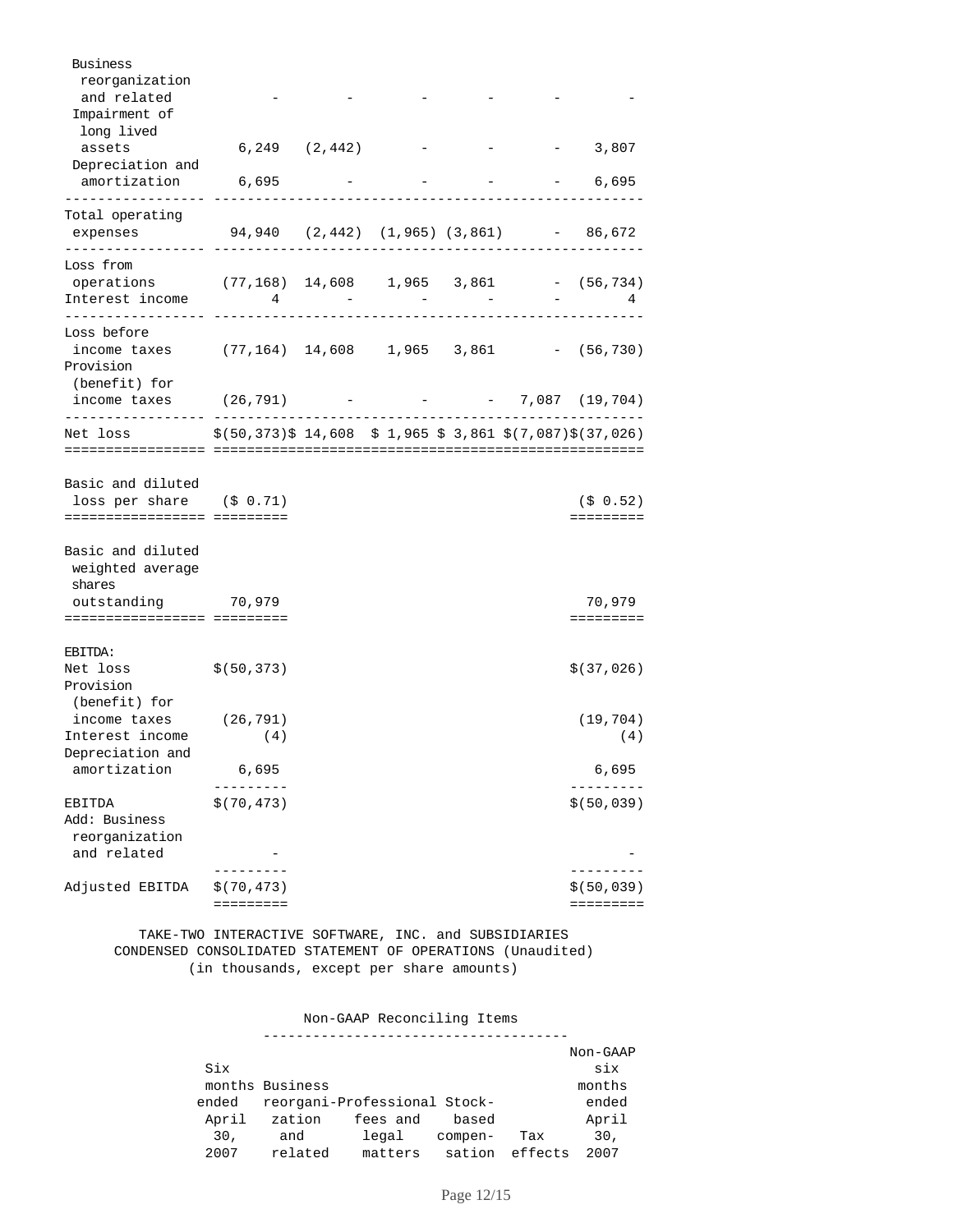| | | | | | | |
|---|---|---|---|---|---|---|
| Business reorganization and related | - | - | - | - | - | - |
| Impairment of long lived assets | 6,249 | (2,442) | - | - | - | 3,807 |
| Depreciation and amortization | 6,695 | - | - | - | - | 6,695 |
| Total operating expenses | 94,940 | (2,442) | (1,965) | (3,861) | - | 86,672 |
| Loss from operations | (77,168) | 14,608 | 1,965 | 3,861 | - | (56,734) |
| Interest income | 4 | - | - | - | - | 4 |
| Loss before income taxes | (77,164) | 14,608 | 1,965 | 3,861 | - | (56,730) |
| Provision (benefit) for income taxes | (26,791) | - | - | - | 7,087 | (19,704) |
| Net loss | $(50,373) | $ 14,608 | $ 1,965 | $ 3,861 | $(7,087) | $(37,026) |
| Basic and diluted loss per share | ($ 0.71) | | | | | ($ 0.52) |
| Basic and diluted weighted average shares outstanding | 70,979 | | | | | 70,979 |
| EBITDA: | | | | | | |
| Net loss | $(50,373) | | | | | $(37,026) |
| Provision (benefit) for income taxes | (26,791) | | | | | (19,704) |
| Interest income | (4) | | | | | (4) |
| Depreciation and amortization | 6,695 | | | | | 6,695 |
| EBITDA | $(70,473) | | | | | $(50,039) |
| Add: Business reorganization and related | - | | | | | - |
| Adjusted EBITDA | $(70,473) | | | | | $(50,039) |

TAKE-TWO INTERACTIVE SOFTWARE, INC. and SUBSIDIARIES
CONDENSED CONSOLIDATED STATEMENT OF OPERATIONS (Unaudited)
(in thousands, except per share amounts)

| | | Non-GAAP Reconciling Items | | | | |
|---|---|---|---|---|---|---|
| | Six months ended April 30, 2007 | Business reorganization and related | Professional fees and legal matters | Stock-based compensation | Tax effects | Non-GAAP six months ended April 30, 2007 |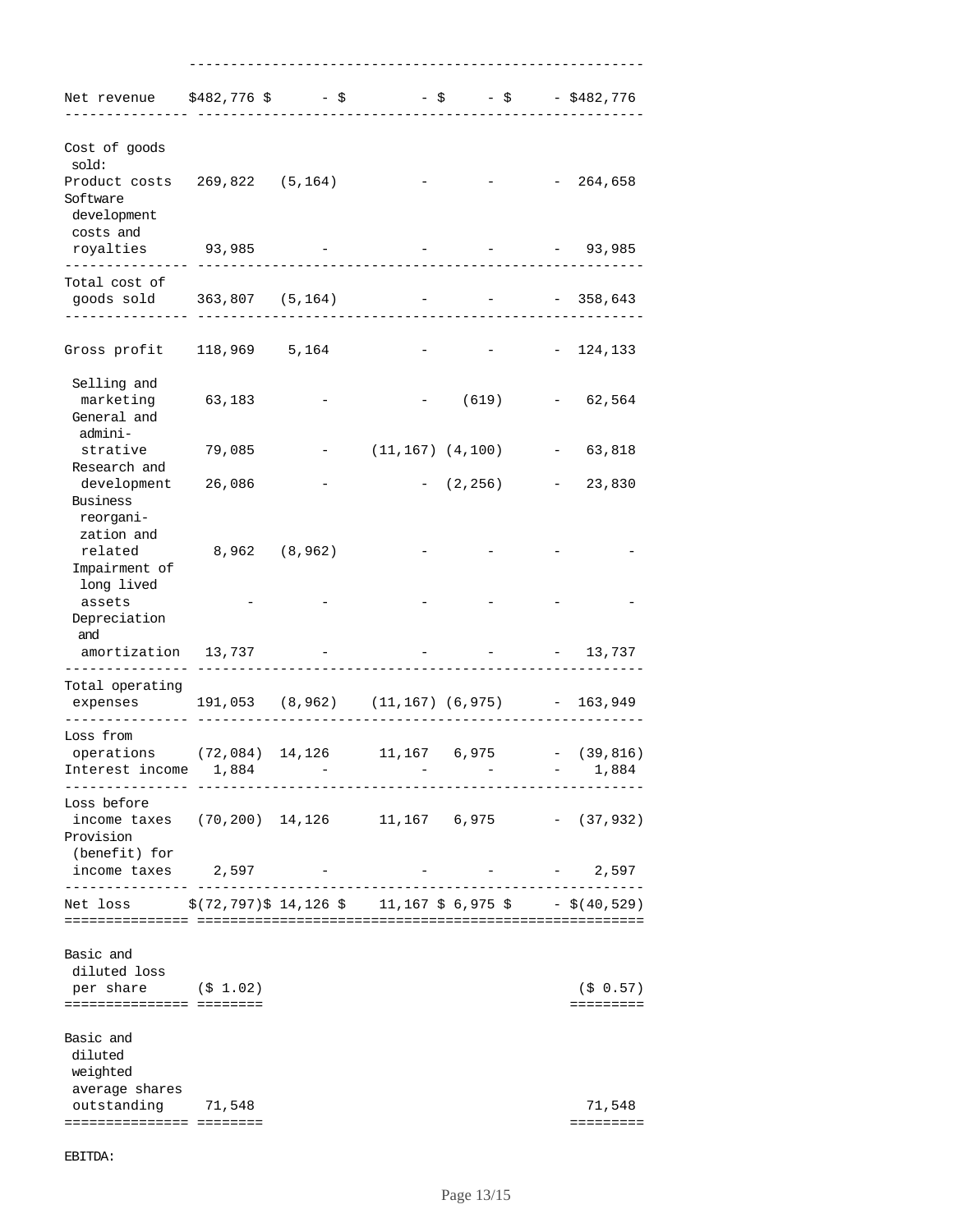| | | | | | | |
|---|---|---|---|---|---|---|
| Net revenue | $482,776 | $ - | $ - | $ - | $ - | $482,776 |
| Cost of goods sold: | | | | | | |
| Product costs | 269,822 | (5,164) | - | - | - | 264,658 |
| Software development costs and royalties | 93,985 | - | - | - | - | 93,985 |
| Total cost of goods sold | 363,807 | (5,164) | - | - | - | 358,643 |
| Gross profit | 118,969 | 5,164 | - | - | - | 124,133 |
| Selling and marketing | 63,183 | - | - | (619) | - | 62,564 |
| General and administrative | 79,085 | - | (11,167) | (4,100) | - | 63,818 |
| Research and development | 26,086 | - | - | (2,256) | - | 23,830 |
| Business reorganization and related | 8,962 | (8,962) | - | - | - | - |
| Impairment of long lived assets | - | - | - | - | - | - |
| Depreciation and amortization | 13,737 | - | - | - | - | 13,737 |
| Total operating expenses | 191,053 | (8,962) | (11,167) | (6,975) | - | 163,949 |
| Loss from operations | (72,084) | 14,126 | 11,167 | 6,975 | - | (39,816) |
| Interest income | 1,884 | - | - | - | - | 1,884 |
| Loss before income taxes | (70,200) | 14,126 | 11,167 | 6,975 | - | (37,932) |
| Provision (benefit) for income taxes | 2,597 | - | - | - | - | 2,597 |
| Net loss | $(72,797) | $ 14,126 | $ 11,167 | $ 6,975 | $ - | $(40,529) |
| Basic and diluted loss per share | ($ 1.02) | | | | | ($ 0.57) |
| Basic and diluted weighted average shares outstanding | 71,548 | | | | | 71,548 |

EBITDA: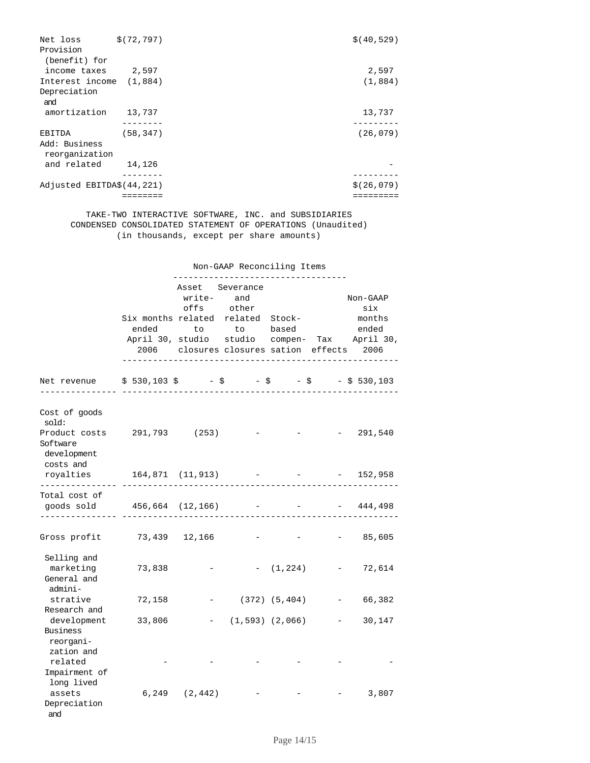| | | |
|---|---|---|
| Net loss | $(72,797) | $(40,529) |
| Provision (benefit) for income taxes | 2,597 | 2,597 |
| Interest income | (1,884) | (1,884) |
| Depreciation and amortization | 13,737 | 13,737 |
| EBITDA | (58,347) | (26,079) |
| Add: Business reorganization and related | 14,126 | - |
| Adjusted EBITDA | $(44,221) | $(26,079) |

TAKE-TWO INTERACTIVE SOFTWARE, INC. and SUBSIDIARIES
CONDENSED CONSOLIDATED STATEMENT OF OPERATIONS (Unaudited)
(in thousands, except per share amounts)

| | | Non-GAAP Reconciling Items | | | | |
|---|---|---|---|---|---|---|
| | Six months ended April 30, 2006 | Asset write-offs related to studio closures | Severance and other related to studio closures | Stock-based compensation | Tax effects | Non-GAAP six months ended April 30, 2006 |
| Net revenue | $ 530,103 | $ - | $ - | $ - | $ - | $ 530,103 |
| Cost of goods sold: | | | | | | |
| Product costs | 291,793 | (253) | - | - | - | 291,540 |
| Software development costs and royalties | 164,871 | (11,913) | - | - | - | 152,958 |
| Total cost of goods sold | 456,664 | (12,166) | - | - | - | 444,498 |
| Gross profit | 73,439 | 12,166 | - | - | - | 85,605 |
| Selling and marketing | 73,838 | - | - | (1,224) | - | 72,614 |
| General and administrative | 72,158 | - | (372) | (5,404) | - | 66,382 |
| Research and development | 33,806 | - | (1,593) | (2,066) | - | 30,147 |
| Business reorganization and related | - | - | - | - | - | - |
| Impairment of long lived assets | 6,249 | (2,442) | - | - | - | 3,807 |
| Depreciation and | | | | | | |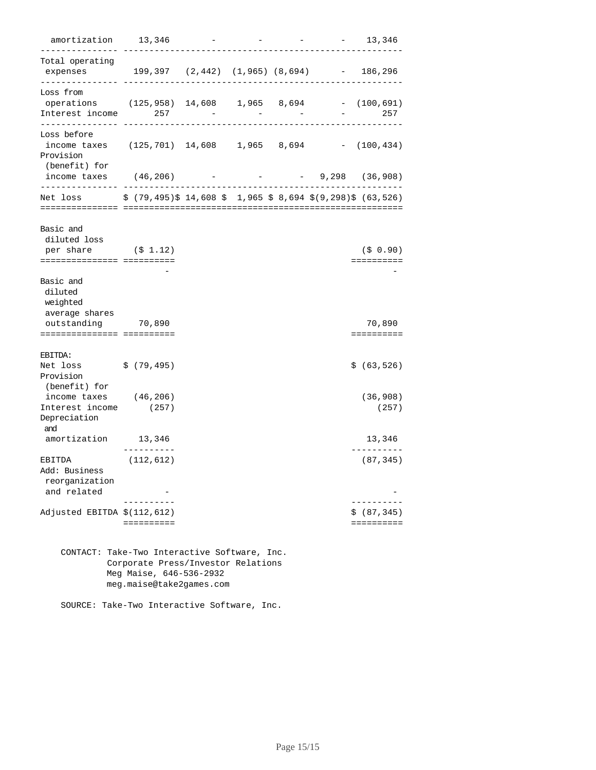| | | | | | | |
|---|---|---|---|---|---|---|
| amortization | 13,346 | - | - | - | - | 13,346 |
| Total operating expenses | 199,397 | (2,442) | (1,965) | (8,694) | - | 186,296 |
| Loss from operations | (125,958) | 14,608 | 1,965 | 8,694 | - | (100,691) |
| Interest income | 257 | - | - | - | - | 257 |
| Loss before income taxes | (125,701) | 14,608 | 1,965 | 8,694 | - | (100,434) |
| Provision (benefit) for income taxes | (46,206) | - | - | - | 9,298 | (36,908) |
| Net loss | $ (79,495) | $ 14,608 | $ 1,965 | $ 8,694 | $(9,298) | $ (63,526) |
| Basic and diluted loss per share | ($ 1.12) | | | | | ($ 0.90) |
| Basic and diluted weighted average shares outstanding | 70,890 | | | | | 70,890 |
| EBITDA: | | | | | | |
| Net loss | $ (79,495) | | | | | $ (63,526) |
| Provision (benefit) for income taxes | (46,206) | | | | | (36,908) |
| Interest income | (257) | | | | | (257) |
| Depreciation and amortization | 13,346 | | | | | 13,346 |
| EBITDA | (112,612) | | | | | (87,345) |
| Add: Business reorganization and related | - | | | | | - |
| Adjusted EBITDA | $(112,612) | | | | | $ (87,345) |

CONTACT: Take-Two Interactive Software, Inc.
Corporate Press/Investor Relations
Meg Maise, 646-536-2932
meg.maise@take2games.com

SOURCE: Take-Two Interactive Software, Inc.